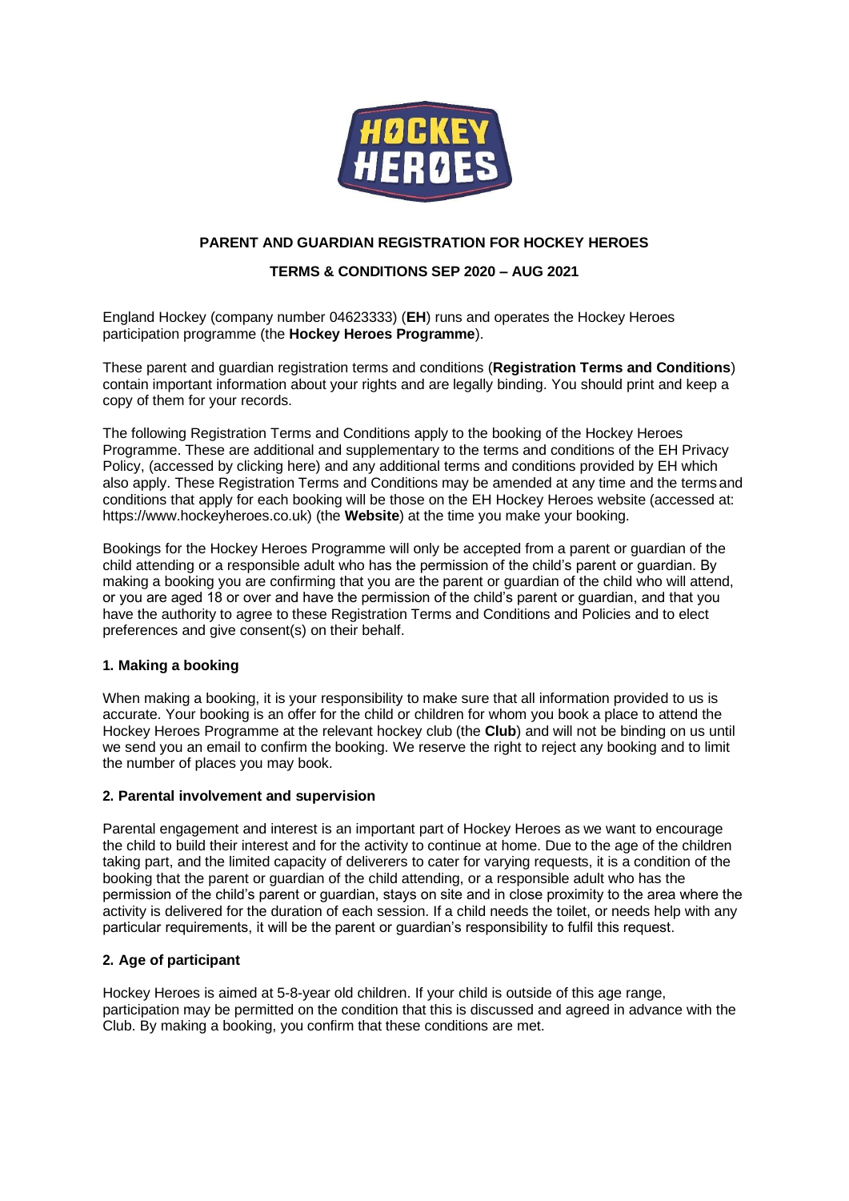# PARENT AND GUARDIAN REGISTRATION FOR HOCKEY HEROES

## TERMS & CONDITIONS SEP 2020 – AUG 2021

England Hockey (company number 04623333) (**EH**) runs and operates the Hockey Heroes participation programme (the **Hockey Heroes Programme**).

These parent and guardian registration terms and conditions (**Registration Terms and Conditions**) contain important information about your rights and are legally binding. You should print and keep a copy of them for your records.

The following Registration Terms and Conditions apply to the booking of the Hockey Heroes Programme. These are additional and supplementary to the terms and conditions of the EH Privacy Policy, (accessed by clicking here) and any additional terms and conditions provided by EH which also apply. These Registration Terms and Conditions may be amended at any time and the terms and conditions that apply for each booking will be those on the EH Hockey Heroes website (accessed at: https://www.hockeyheroes.co.uk) (the **Website**) at the time you make your booking.

Bookings for the Hockey Heroes Programme will only be accepted from a parent or guardian of the child attending or a responsible adult who has the permission of the child's parent or guardian. By making a booking you are confirming that you are the parent or guardian of the child who will attend, or you are aged 18 or over and have the permission of the child's parent or guardian, and that you have the authority to agree to these Registration Terms and Conditions and Policies and to elect preferences and give consent(s) on their behalf.

### 1. Making a booking

When making a booking, it is your responsibility to make sure that all information provided to us is accurate. Your booking is an offer for the child or children for whom you book a place to attend the Hockey Heroes Programme at the relevant hockey club (the **Club**) and will not be binding on us until we send you an email to confirm the booking. We reserve the right to reject any booking and to limit the number of places you may book.

### 2. Parental involvement and supervision

Parental engagement and interest is an important part of Hockey Heroes as we want to encourage the child to build their interest and for the activity to continue at home. Due to the age of the children taking part, and the limited capacity of deliverers to cater for varying requests, it is a condition of the booking that the parent or guardian of the child attending, or a responsible adult who has the permission of the child's parent or guardian, stays on site and in close proximity to the area where the activity is delivered for the duration of each session. If a child needs the toilet, or needs help with any particular requirements, it will be the parent or guardian's responsibility to fulfil this request.

### 2. Age of participant

Hockey Heroes is aimed at 5-8-year old children. If your child is outside of this age range, participation may be permitted on the condition that this is discussed and agreed in advance with the Club. By making a booking, you confirm that these conditions are met.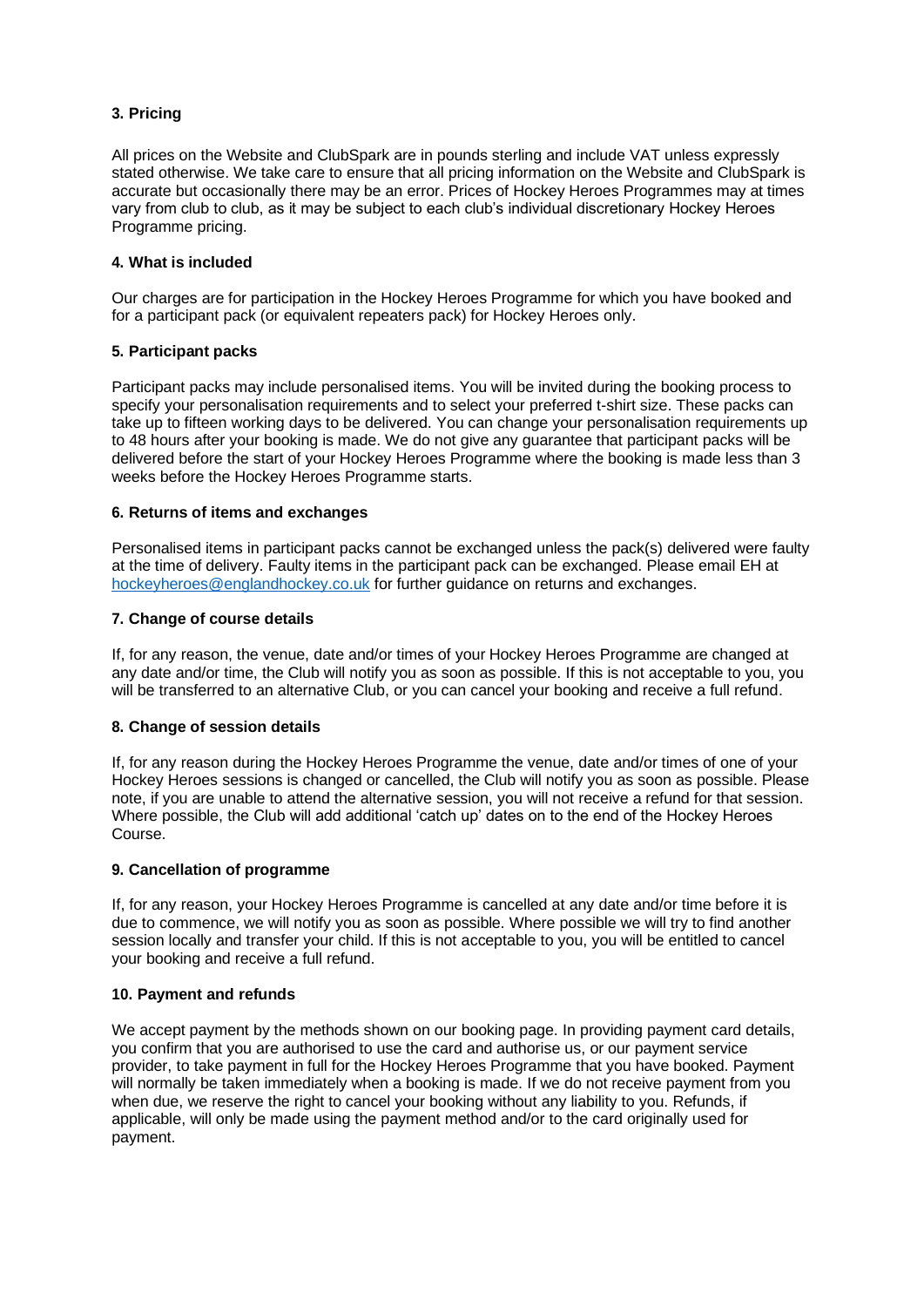### 3. Pricing

All prices on the Website and ClubSpark are in pounds sterling and include VAT unless expressly stated otherwise. We take care to ensure that all pricing information on the Website and ClubSpark is accurate but occasionally there may be an error. Prices of Hockey Heroes Programmes may at times vary from club to club, as it may be subject to each club's individual discretionary Hockey Heroes Programme pricing.

### 4. What is included

Our charges are for participation in the Hockey Heroes Programme for which you have booked and for a participant pack (or equivalent repeaters pack) for Hockey Heroes only.

### 5. Participant packs

Participant packs may include personalised items. You will be invited during the booking process to specify your personalisation requirements and to select your preferred t-shirt size. These packs can take up to fifteen working days to be delivered. You can change your personalisation requirements up to 48 hours after your booking is made. We do not give any guarantee that participant packs will be delivered before the start of your Hockey Heroes Programme where the booking is made less than 3 weeks before the Hockey Heroes Programme starts.

### 6. Returns of items and exchanges

Personalised items in participant packs cannot be exchanged unless the pack(s) delivered were faulty at the time of delivery. Faulty items in the participant pack can be exchanged. Please email EH at hockeyheroes@englandhockey.co.uk for further guidance on returns and exchanges.

### 7. Change of course details

If, for any reason, the venue, date and/or times of your Hockey Heroes Programme are changed at any date and/or time, the Club will notify you as soon as possible. If this is not acceptable to you, you will be transferred to an alternative Club, or you can cancel your booking and receive a full refund.

### 8. Change of session details

If, for any reason during the Hockey Heroes Programme the venue, date and/or times of one of your Hockey Heroes sessions is changed or cancelled, the Club will notify you as soon as possible. Please note, if you are unable to attend the alternative session, you will not receive a refund for that session. Where possible, the Club will add additional 'catch up' dates on to the end of the Hockey Heroes Course.

### 9. Cancellation of programme

If, for any reason, your Hockey Heroes Programme is cancelled at any date and/or time before it is due to commence, we will notify you as soon as possible. Where possible we will try to find another session locally and transfer your child. If this is not acceptable to you, you will be entitled to cancel your booking and receive a full refund.

### 10. Payment and refunds

We accept payment by the methods shown on our booking page. In providing payment card details, you confirm that you are authorised to use the card and authorise us, or our payment service provider, to take payment in full for the Hockey Heroes Programme that you have booked. Payment will normally be taken immediately when a booking is made. If we do not receive payment from you when due, we reserve the right to cancel your booking without any liability to you. Refunds, if applicable, will only be made using the payment method and/or to the card originally used for payment.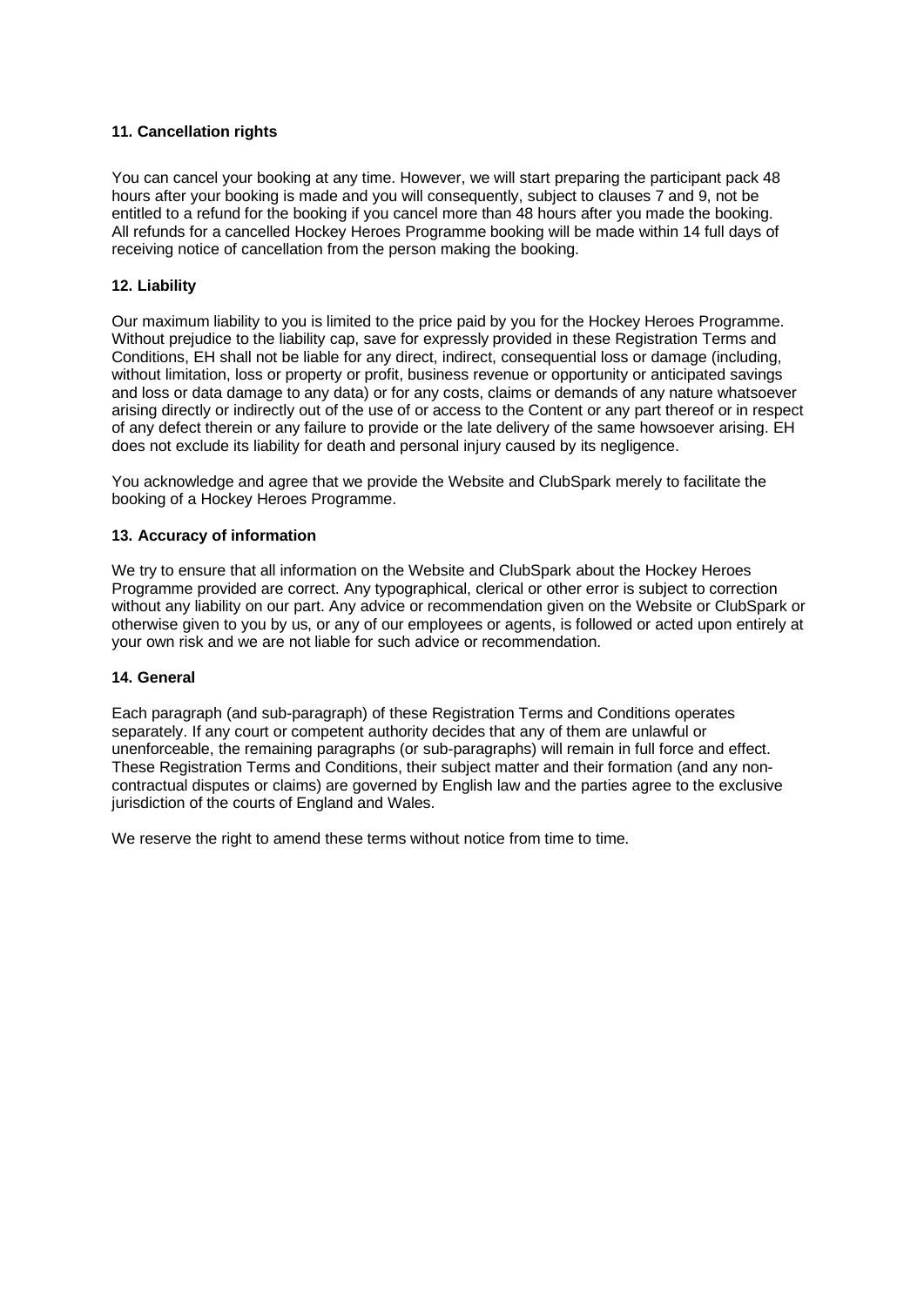**11. Cancellation rights**

You can cancel your booking at any time. However, we will start preparing the participant pack 48 hours after your booking is made and you will consequently, subject to clauses 7 and 9, not be entitled to a refund for the booking if you cancel more than 48 hours after you made the booking. All refunds for a cancelled Hockey Heroes Programme booking will be made within 14 full days of receiving notice of cancellation from the person making the booking.

**12. Liability**

Our maximum liability to you is limited to the price paid by you for the Hockey Heroes Programme. Without prejudice to the liability cap, save for expressly provided in these Registration Terms and Conditions, EH shall not be liable for any direct, indirect, consequential loss or damage (including, without limitation, loss or property or profit, business revenue or opportunity or anticipated savings and loss or data damage to any data) or for any costs, claims or demands of any nature whatsoever arising directly or indirectly out of the use of or access to the Content or any part thereof or in respect of any defect therein or any failure to provide or the late delivery of the same howsoever arising. EH does not exclude its liability for death and personal injury caused by its negligence.

You acknowledge and agree that we provide the Website and ClubSpark merely to facilitate the booking of a Hockey Heroes Programme.

**13. Accuracy of information**

We try to ensure that all information on the Website and ClubSpark about the Hockey Heroes Programme provided are correct. Any typographical, clerical or other error is subject to correction without any liability on our part. Any advice or recommendation given on the Website or ClubSpark or otherwise given to you by us, or any of our employees or agents, is followed or acted upon entirely at your own risk and we are not liable for such advice or recommendation.

**14. General**

Each paragraph (and sub-paragraph) of these Registration Terms and Conditions operates separately. If any court or competent authority decides that any of them are unlawful or unenforceable, the remaining paragraphs (or sub-paragraphs) will remain in full force and effect. These Registration Terms and Conditions, their subject matter and their formation (and any non-contractual disputes or claims) are governed by English law and the parties agree to the exclusive jurisdiction of the courts of England and Wales.

We reserve the right to amend these terms without notice from time to time.